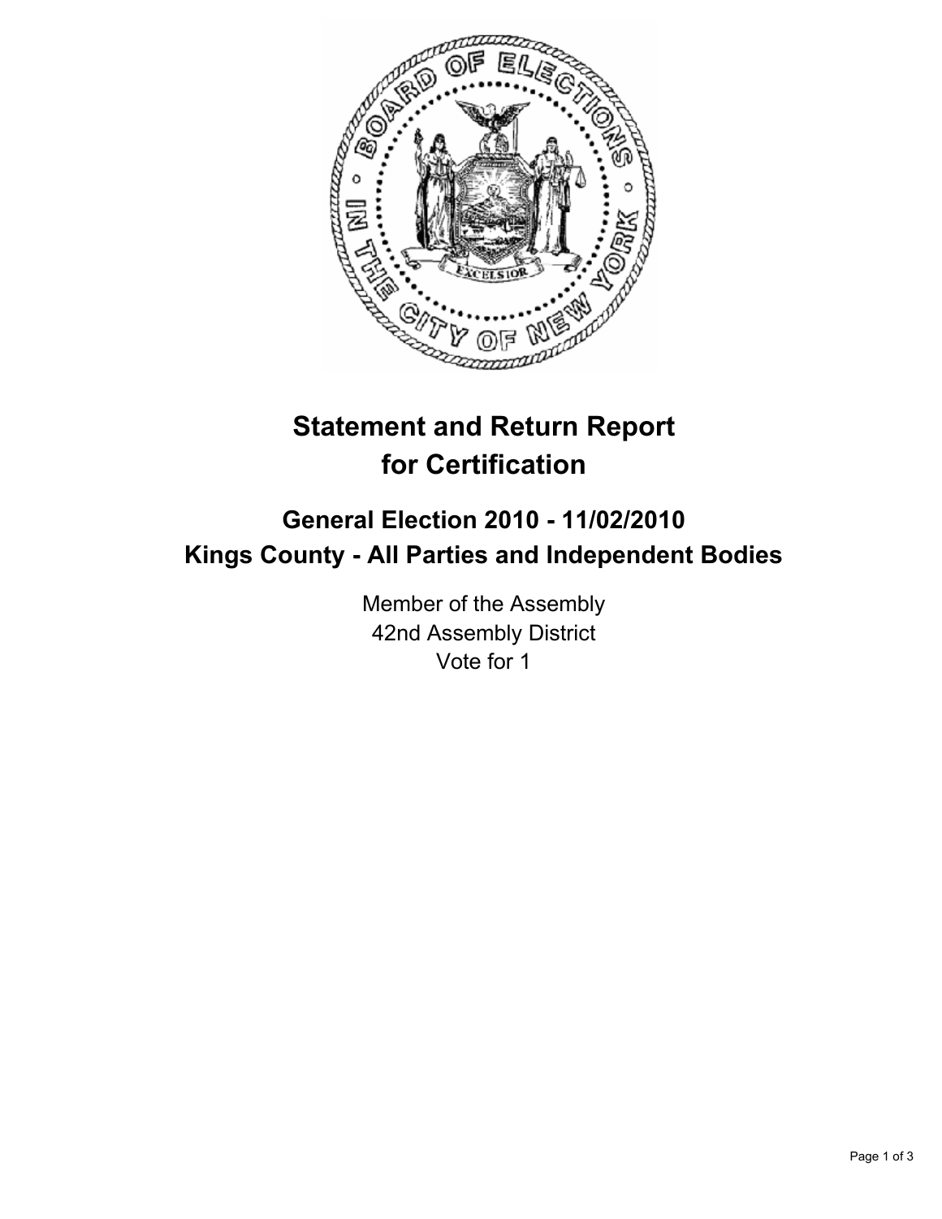# Statement and Return Report for Certification

## General Election 2010 - 11/02/2010
## Kings County - All Parties and Independent Bodies

Member of the Assembly
42nd Assembly District
Vote for 1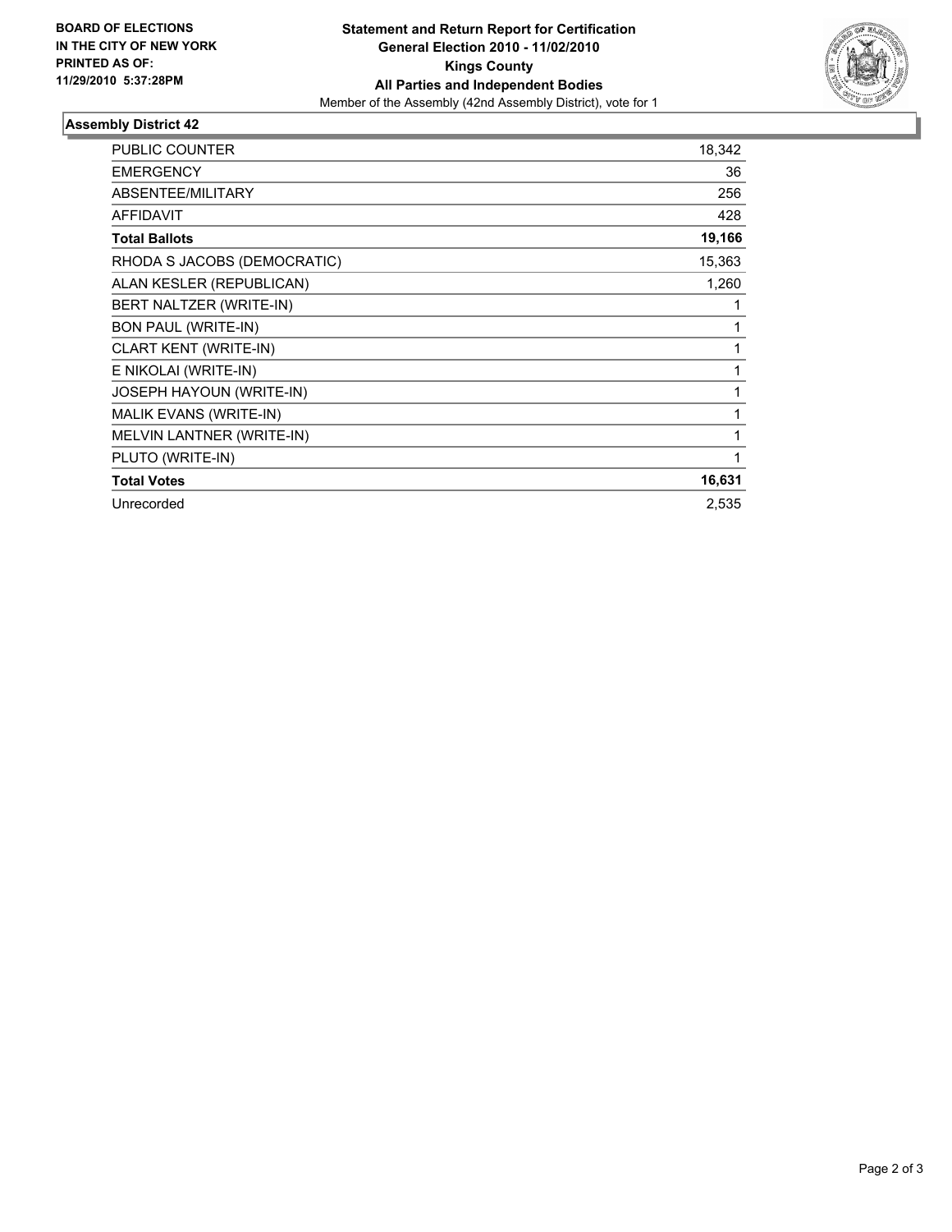**BOARD OF ELECTIONS IN THE CITY OF NEW YORK PRINTED AS OF: 11/29/2010 5:37:28PM**

**Statement and Return Report for Certification**
**General Election 2010 - 11/02/2010**
**Kings County**
**All Parties and Independent Bodies**
Member of the Assembly (42nd Assembly District), vote for 1

## Assembly District 42

| | |
|---|---|
| PUBLIC COUNTER | 18,342 |
| EMERGENCY | 36 |
| ABSENTEE/MILITARY | 256 |
| AFFIDAVIT | 428 |
| **Total Ballots** | **19,166** |
| RHODA S JACOBS (DEMOCRATIC) | 15,363 |
| ALAN KESLER (REPUBLICAN) | 1,260 |
| BERT NALTZER (WRITE-IN) | 1 |
| BON PAUL (WRITE-IN) | 1 |
| CLART KENT (WRITE-IN) | 1 |
| E NIKOLAI (WRITE-IN) | 1 |
| JOSEPH HAYOUN (WRITE-IN) | 1 |
| MALIK EVANS (WRITE-IN) | 1 |
| MELVIN LANTNER (WRITE-IN) | 1 |
| PLUTO (WRITE-IN) | 1 |
| **Total Votes** | **16,631** |
| Unrecorded | 2,535 |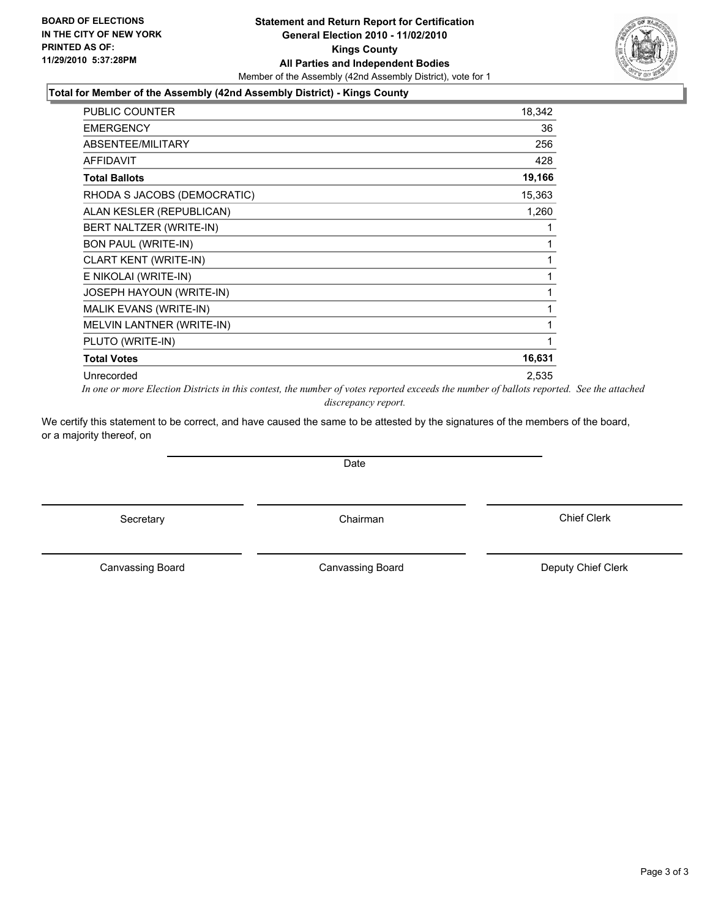**BOARD OF ELECTIONS IN THE CITY OF NEW YORK PRINTED AS OF: 11/29/2010 5:37:28PM**

**Statement and Return Report for Certification**
**General Election 2010 - 11/02/2010**
**Kings County**
**All Parties and Independent Bodies**
Member of the Assembly (42nd Assembly District), vote for 1

### Total for Member of the Assembly (42nd Assembly District) - Kings County

| | |
|---|---|
| PUBLIC COUNTER | 18,342 |
| EMERGENCY | 36 |
| ABSENTEE/MILITARY | 256 |
| AFFIDAVIT | 428 |
| **Total Ballots** | **19,166** |
| RHODA S JACOBS (DEMOCRATIC) | 15,363 |
| ALAN KESLER (REPUBLICAN) | 1,260 |
| BERT NALTZER (WRITE-IN) | 1 |
| BON PAUL (WRITE-IN) | 1 |
| CLART KENT (WRITE-IN) | 1 |
| E NIKOLAI (WRITE-IN) | 1 |
| JOSEPH HAYOUN (WRITE-IN) | 1 |
| MALIK EVANS (WRITE-IN) | 1 |
| MELVIN LANTNER (WRITE-IN) | 1 |
| PLUTO (WRITE-IN) | 1 |
| **Total Votes** | **16,631** |
| Unrecorded | 2,535 |

*In one or more Election Districts in this contest, the number of votes reported exceeds the number of ballots reported. See the attached discrepancy report.*

We certify this statement to be correct, and have caused the same to be attested by the signatures of the members of the board, or a majority thereof, on

Date

Secretary | Chairman | Chief Clerk

Canvassing Board | Canvassing Board | Deputy Chief Clerk